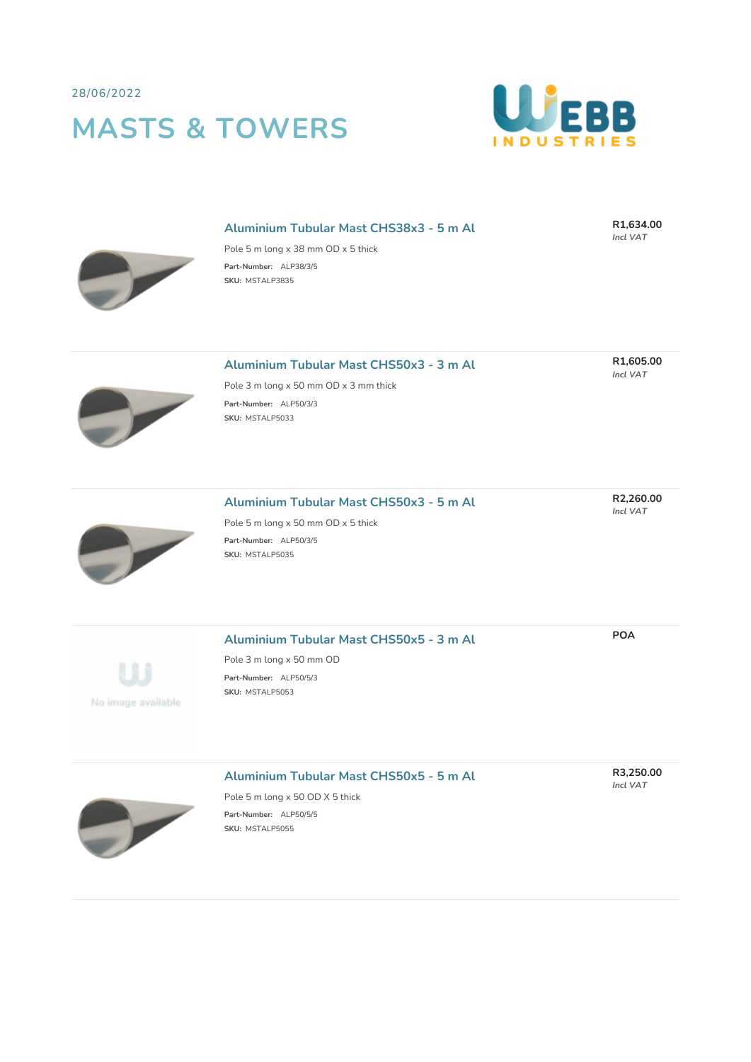28/06/2022

# MASTS & TOWERS

WEBB INDUSTRIES

## Aluminium Tubular Mast CHS38x3 - 5 m Al

**R1,634.00**
*Incl VAT*

Pole 5 m long x 38 mm OD x 5 thick

**Part-Number:** ALP38/3/5

**SKU:** MSTALP3835

---

## Aluminium Tubular Mast CHS50x3 - 3 m Al

**R1,605.00**
*Incl VAT*

Pole 3 m long x 50 mm OD x 3 mm thick

**Part-Number:** ALP50/3/3

**SKU:** MSTALP5033

---

## Aluminium Tubular Mast CHS50x3 - 5 m Al

**R2,260.00**
*Incl VAT*

Pole 5 m long x 50 mm OD x 5 thick

**Part-Number:** ALP50/3/5

**SKU:** MSTALP5035

---

No image available

## Aluminium Tubular Mast CHS50x5 - 3 m Al

**POA**

Pole 3 m long x 50 mm OD

**Part-Number:** ALP50/5/3

**SKU:** MSTALP5053

---

## Aluminium Tubular Mast CHS50x5 - 5 m Al

**R3,250.00**
*Incl VAT*

Pole 5 m long x 50 OD X 5 thick

**Part-Number:** ALP50/5/5

**SKU:** MSTALP5055

---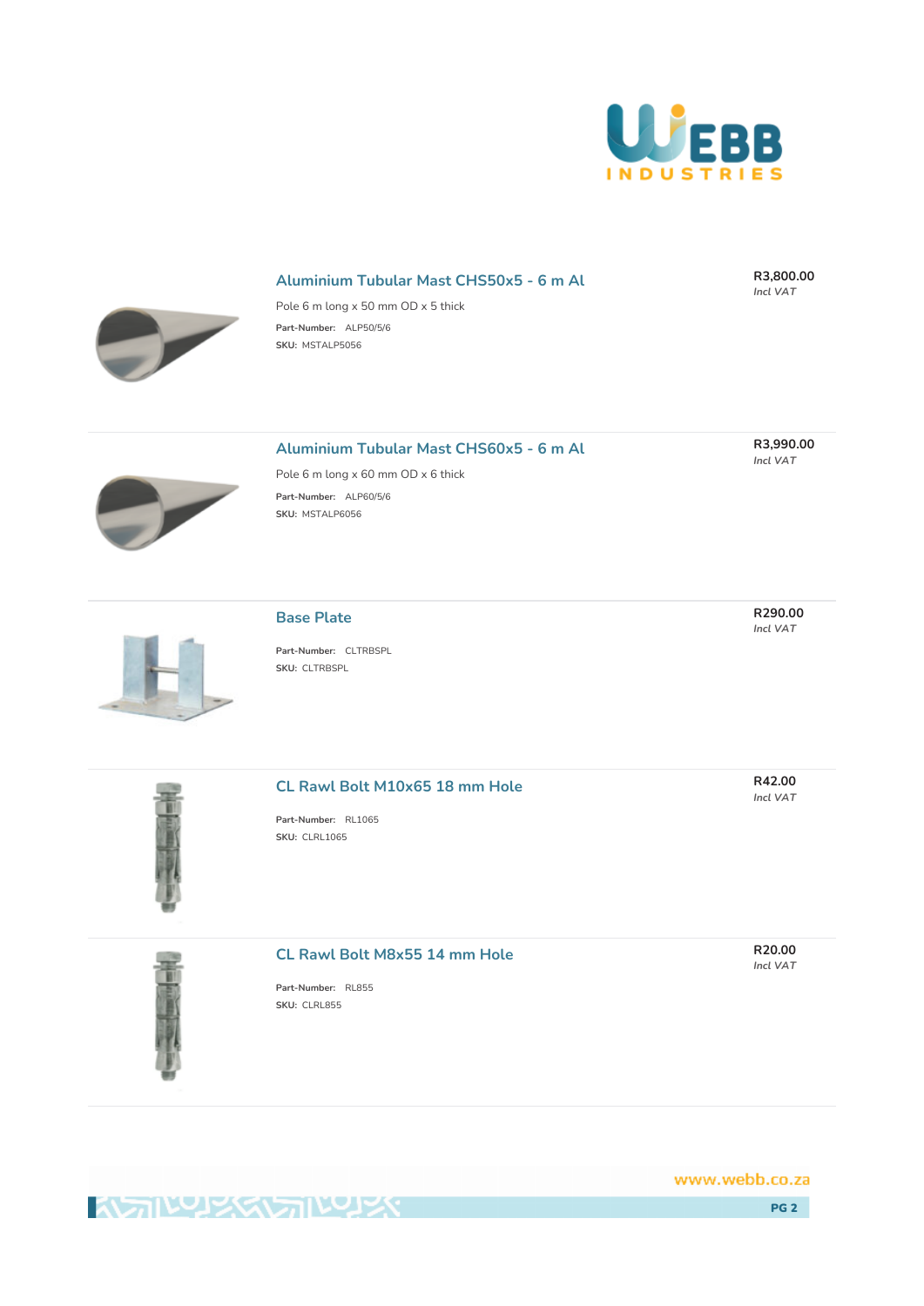## Aluminium Tubular Mast CHS50x5 - 6 m Al

Pole 6 m long x 50 mm OD x 5 thick

**Part-Number:** ALP50/5/6

**SKU:** MSTALP5056

**R3,800.00**
*Incl VAT*

## Aluminium Tubular Mast CHS60x5 - 6 m Al

Pole 6 m long x 60 mm OD x 6 thick

**Part-Number:** ALP60/5/6

**SKU:** MSTALP6056

**R3,990.00**
*Incl VAT*

## Base Plate

**Part-Number:** CLTRBSPL

**SKU:** CLTRBSPL

**R290.00**
*Incl VAT*

## CL Rawl Bolt M10x65 18 mm Hole

**Part-Number:** RL1065

**SKU:** CLRL1065

**R42.00**
*Incl VAT*

## CL Rawl Bolt M8x55 14 mm Hole

**Part-Number:** RL855

**SKU:** CLRL855

**R20.00**
*Incl VAT*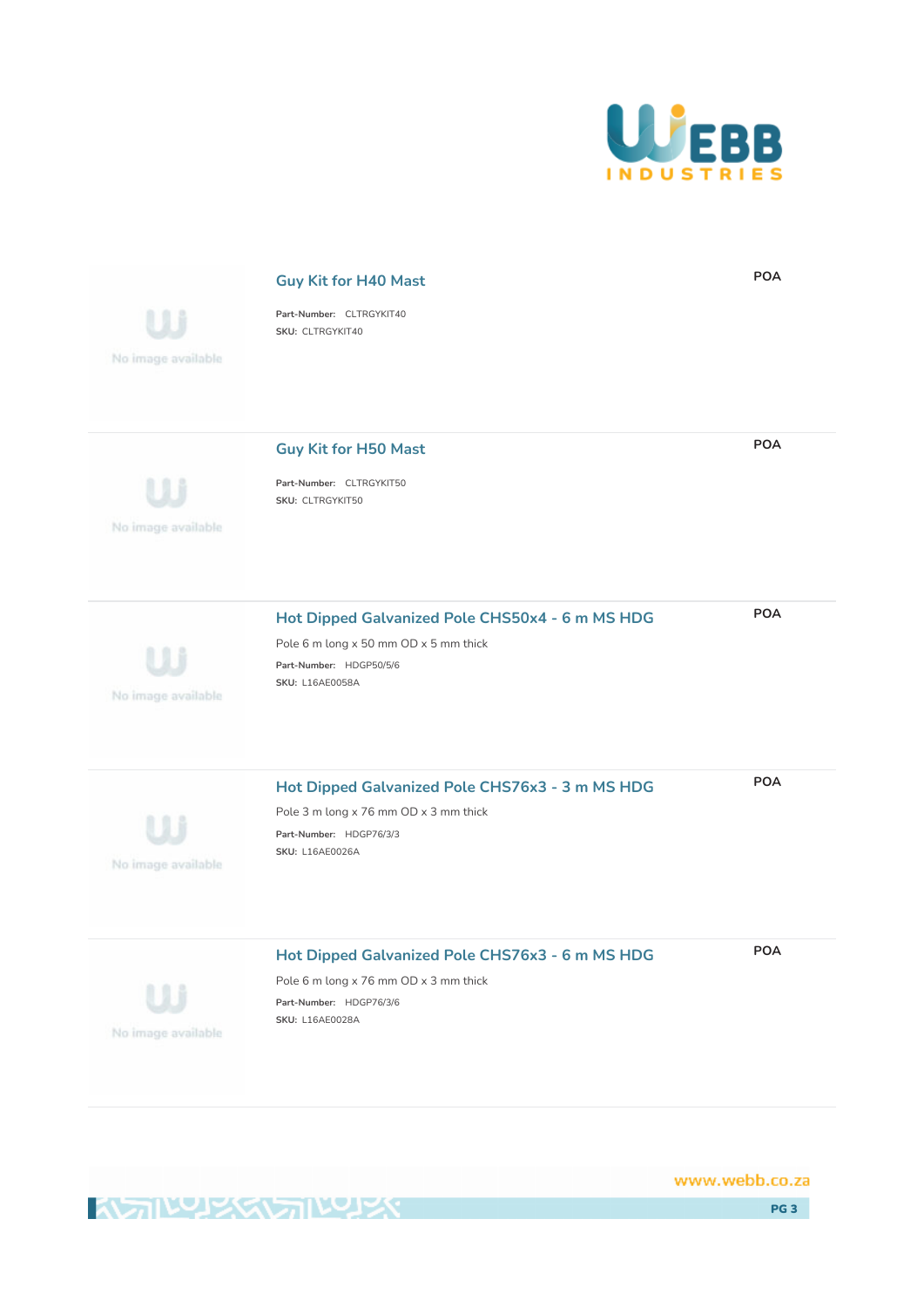### Guy Kit for H40 Mast

POA

**Part-Number:** CLTRGYKIT40
**SKU:** CLTRGYKIT40

No image available

---

### Guy Kit for H50 Mast

POA

**Part-Number:** CLTRGYKIT50
**SKU:** CLTRGYKIT50

No image available

---

### Hot Dipped Galvanized Pole CHS50x4 - 6 m MS HDG

POA

Pole 6 m long x 50 mm OD x 5 mm thick

**Part-Number:** HDGP50/5/6
**SKU:** L16AE0058A

No image available

---

### Hot Dipped Galvanized Pole CHS76x3 - 3 m MS HDG

POA

Pole 3 m long x 76 mm OD x 3 mm thick

**Part-Number:** HDGP76/3/3
**SKU:** L16AE0026A

No image available

---

### Hot Dipped Galvanized Pole CHS76x3 - 6 m MS HDG

POA

Pole 6 m long x 76 mm OD x 3 mm thick

**Part-Number:** HDGP76/3/6
**SKU:** L16AE0028A

No image available

www.webb.co.za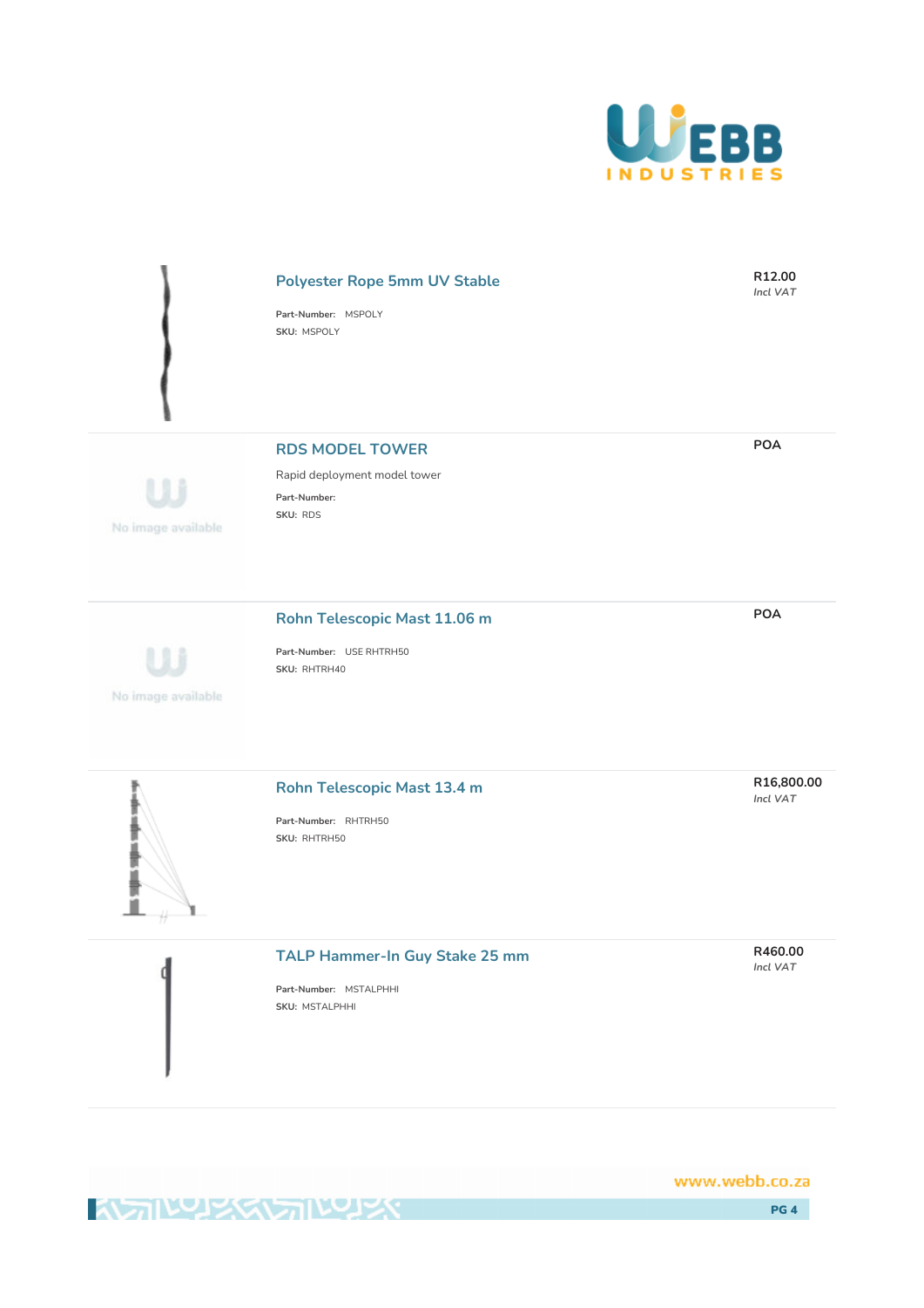### Polyester Rope 5mm UV Stable

**R12.00**
*Incl VAT*

**Part-Number:** MSPOLY
**SKU:** MSPOLY

### RDS MODEL TOWER

**POA**

Rapid deployment model tower

**Part-Number:**
**SKU:** RDS

### Rohn Telescopic Mast 11.06 m

**POA**

**Part-Number:** USE RHTRH50
**SKU:** RHTRH40

### Rohn Telescopic Mast 13.4 m

**R16,800.00**
*Incl VAT*

**Part-Number:** RHTRH50
**SKU:** RHTRH50

### TALP Hammer-In Guy Stake 25 mm

**R460.00**
*Incl VAT*

**Part-Number:** MSTALPHHI
**SKU:** MSTALPHHI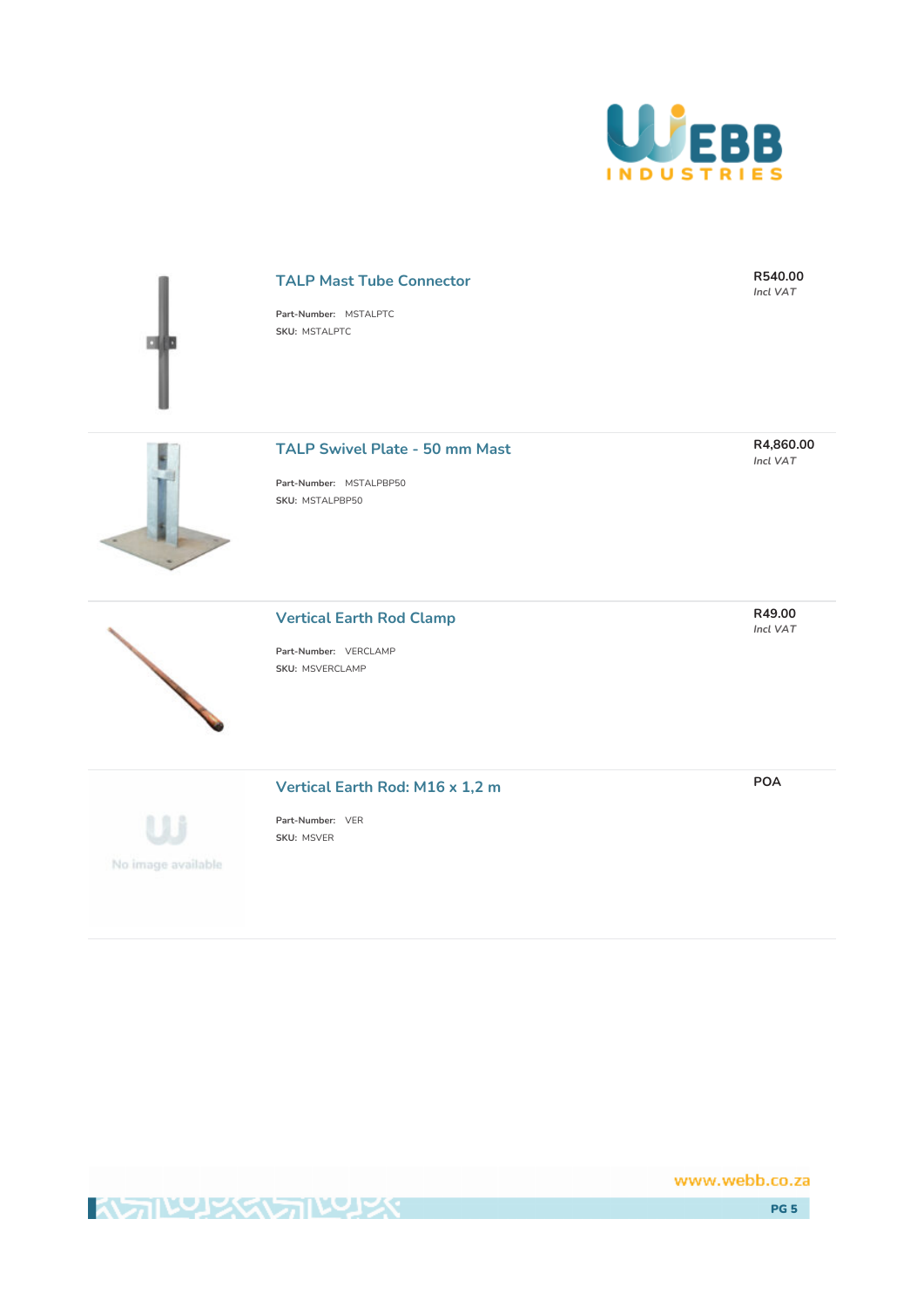## TALP Mast Tube Connector

**Part-Number:** MSTALPTC
**SKU:** MSTALPTC

**R540.00**
*Incl VAT*

## TALP Swivel Plate - 50 mm Mast

**Part-Number:** MSTALPBP50
**SKU:** MSTALPBP50

**R4,860.00**
*Incl VAT*

## Vertical Earth Rod Clamp

**Part-Number:** VERCLAMP
**SKU:** MSVERCLAMP

**R49.00**
*Incl VAT*

## Vertical Earth Rod: M16 x 1,2 m

No image available

**Part-Number:** VER
**SKU:** MSVER

**POA**

www.webb.co.za